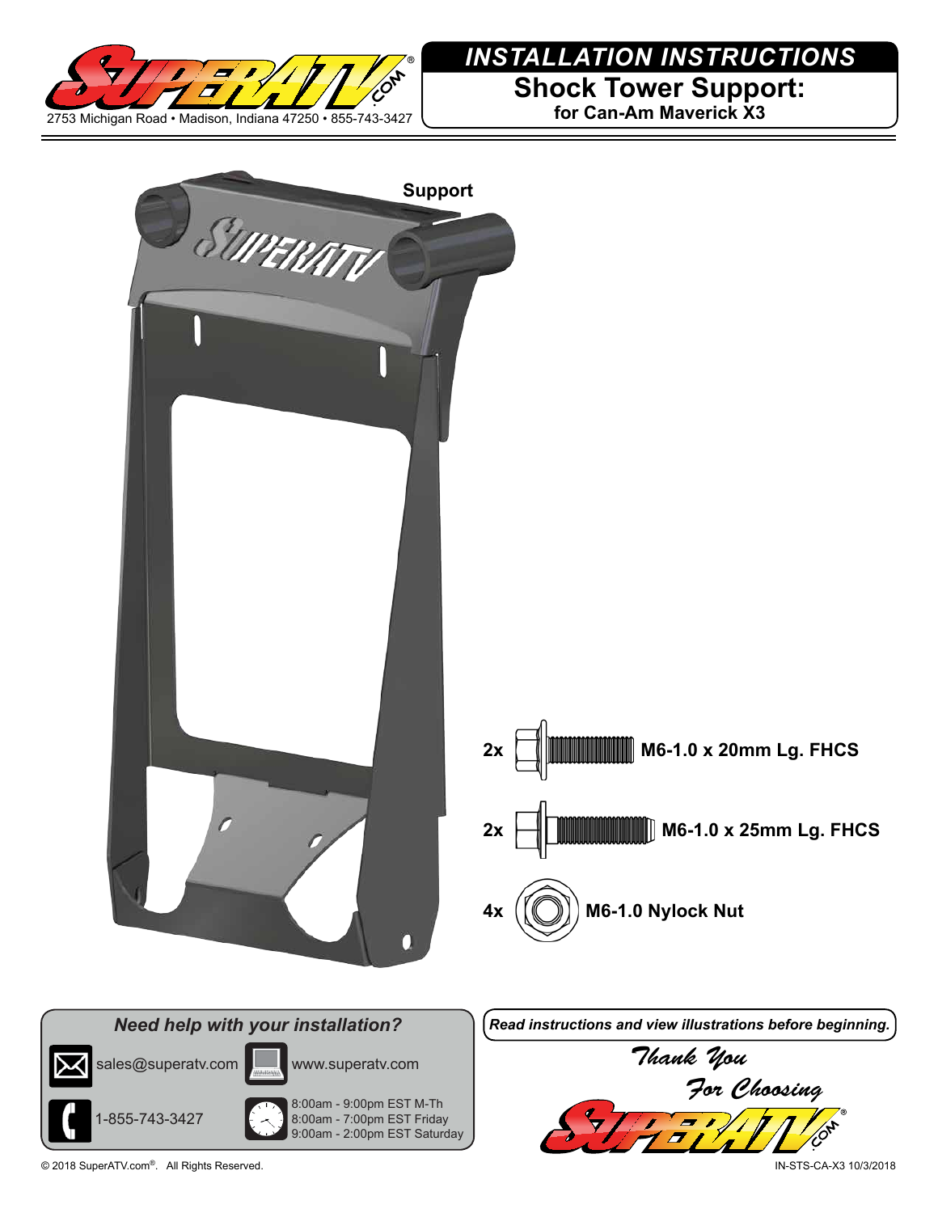2753 Michigan Road • Madison, Indiana 47250 • 855-743-3427

# *INSTALLATION INSTRUCTIONS*

## Shock Tower Support:

**for Can-Am Maverick X3**

**Support**

**2x** **M6-1.0 x 20mm Lg. FHCS**

**2x** **M6-1.0 x 25mm Lg. FHCS**

**4x** **M6-1.0 Nylock Nut**

### *Need help with your installation?*

sales@superatv.com

www.superatv.com

1-855-743-3427

8:00am - 9:00pm EST M-Th
8:00am - 7:00pm EST Friday
9:00am - 2:00pm EST Saturday

***Read instructions and view illustrations before beginning.***

*Thank You For Choosing*

© 2018 SuperATV.com®. All Rights Reserved.

IN-STS-CA-X3 10/3/2018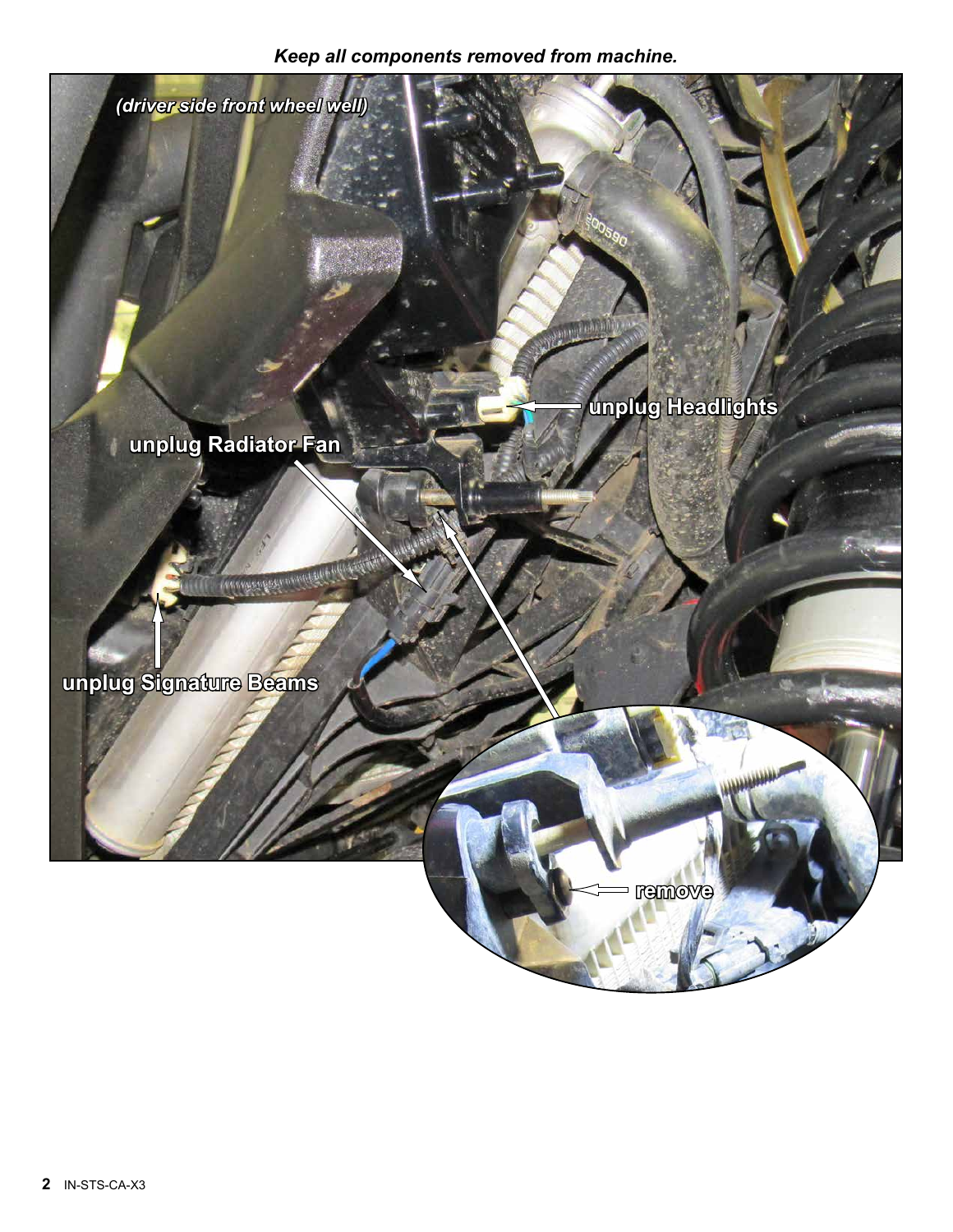***Keep all components removed from machine.***

*(driver side front wheel well)*

unplug Headlights

unplug Radiator Fan

unplug Signature Beams

remove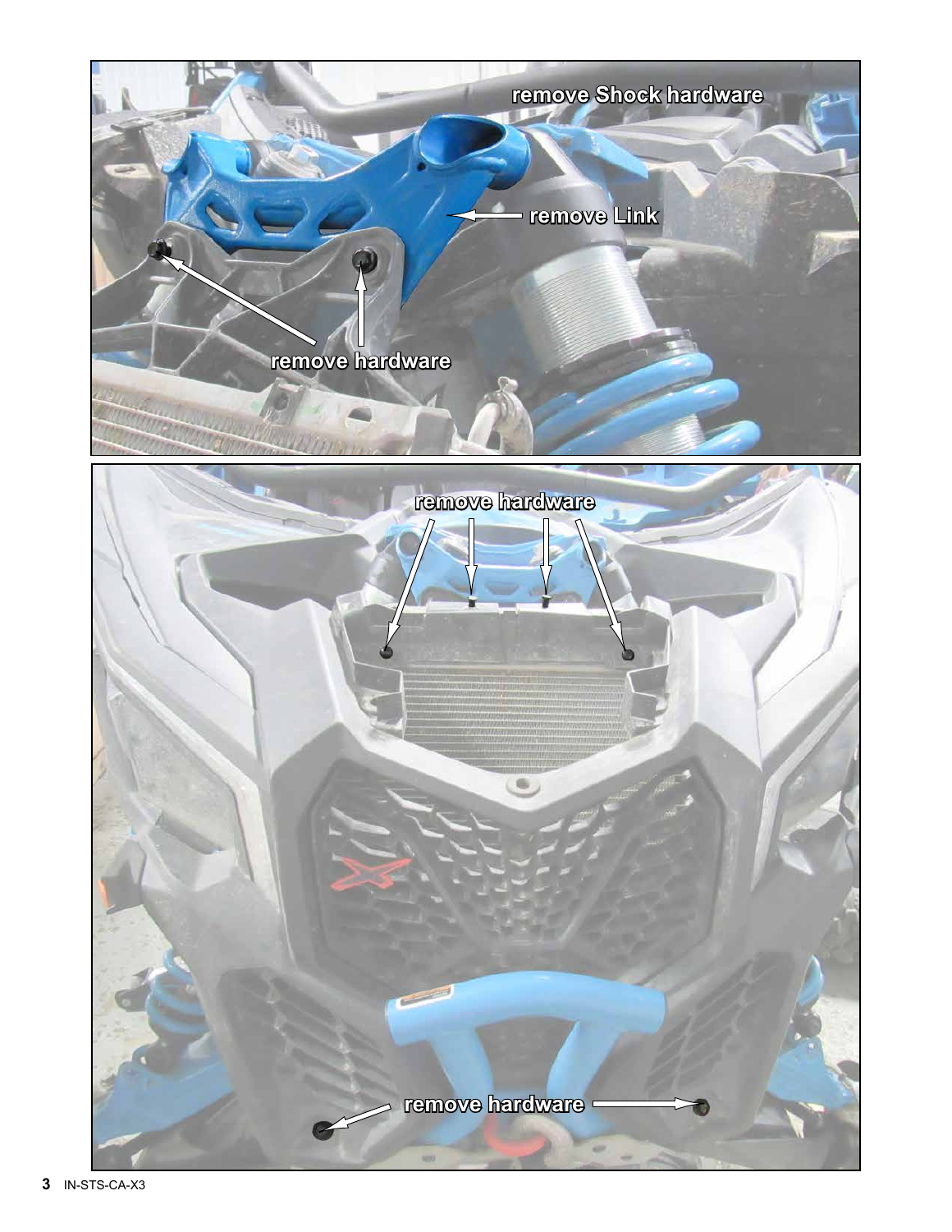remove Shock hardware

remove Link

remove hardware

remove hardware

remove hardware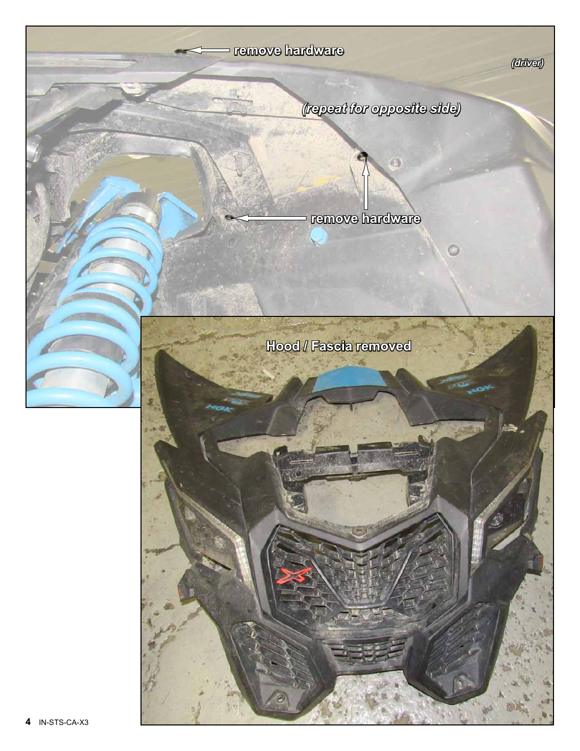remove hardware

*(driver)*

*(repeat for opposite side)*

remove hardware

remove hardware

Hood / Fascia removed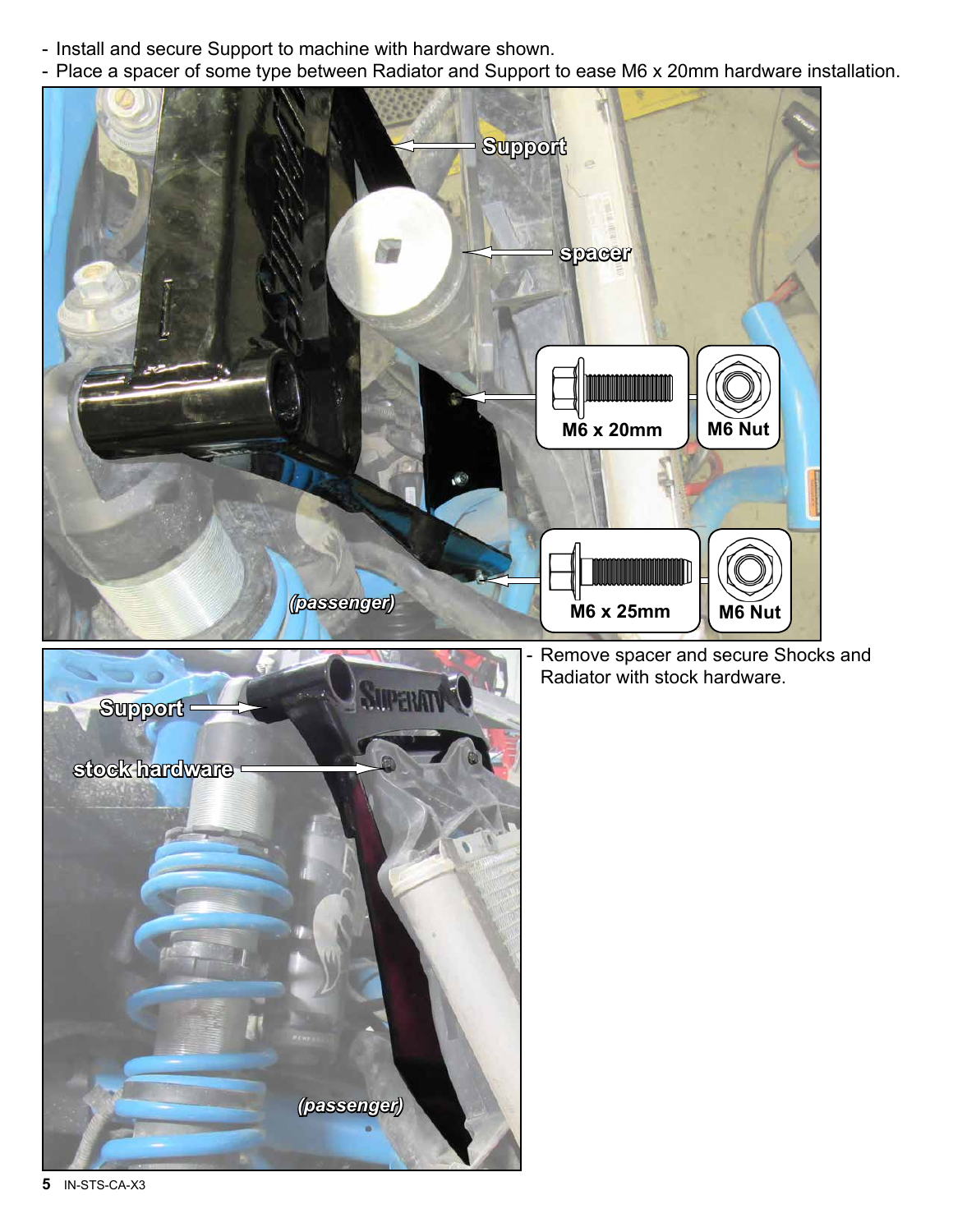- Install and secure Support to machine with hardware shown.
- Place a spacer of some type between Radiator and Support to ease M6 x 20mm hardware installation.

Support

spacer

M6 x 20mm

M6 Nut

M6 x 25mm

M6 Nut

*(passenger)*

Support

stock hardware

*(passenger)*

- Remove spacer and secure Shocks and Radiator with stock hardware.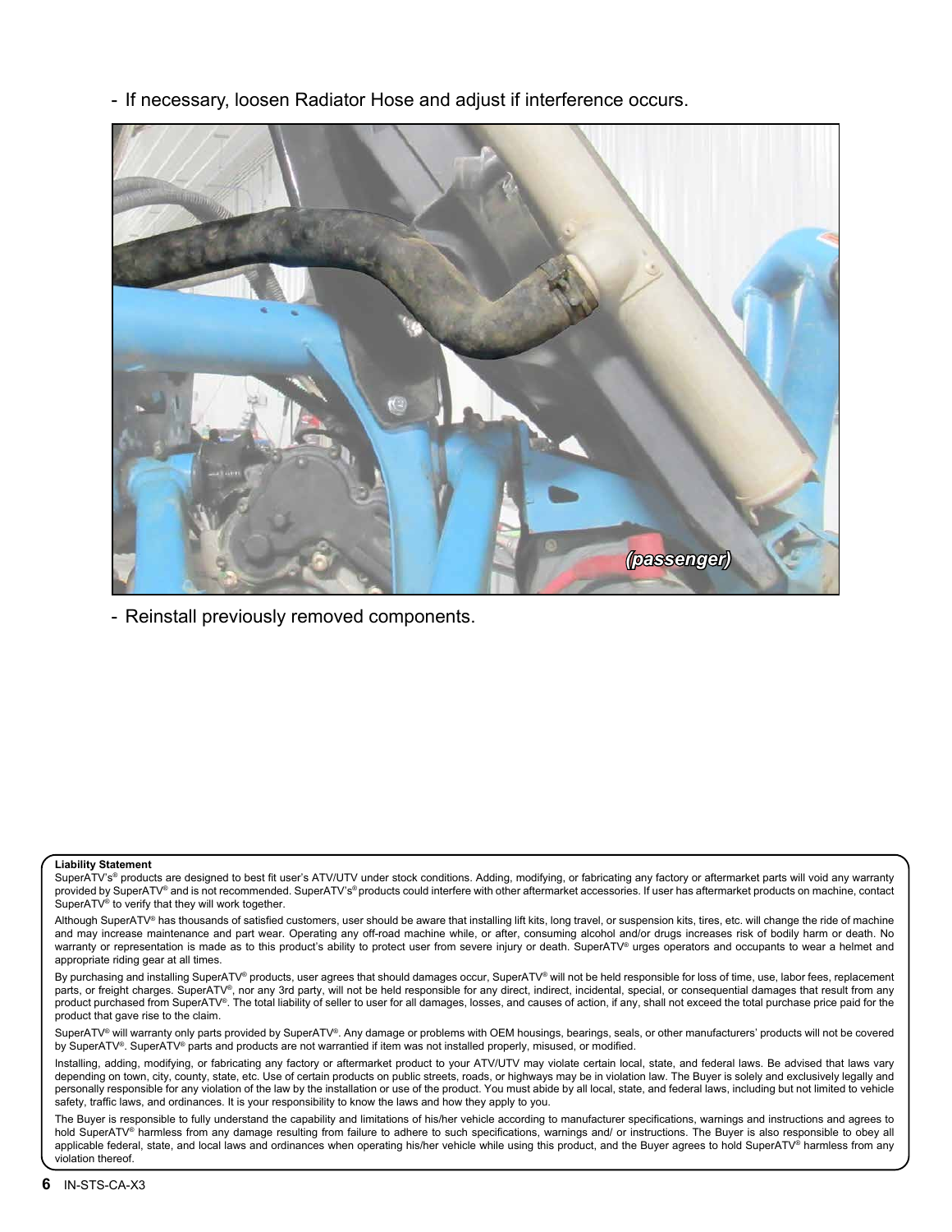- If necessary, loosen Radiator Hose and adjust if interference occurs.

- Reinstall previously removed components.

**Liability Statement**

SuperATV's® products are designed to best fit user's ATV/UTV under stock conditions. Adding, modifying, or fabricating any factory or aftermarket parts will void any warranty provided by SuperATV® and is not recommended. SuperATV's® products could interfere with other aftermarket accessories. If user has aftermarket products on machine, contact SuperATV® to verify that they will work together.

Although SuperATV® has thousands of satisfied customers, user should be aware that installing lift kits, long travel, or suspension kits, tires, etc. will change the ride of machine and may increase maintenance and part wear. Operating any off-road machine while, or after, consuming alcohol and/or drugs increases risk of bodily harm or death. No warranty or representation is made as to this product's ability to protect user from severe injury or death. SuperATV® urges operators and occupants to wear a helmet and appropriate riding gear at all times.

By purchasing and installing SuperATV® products, user agrees that should damages occur, SuperATV® will not be held responsible for loss of time, use, labor fees, replacement parts, or freight charges. SuperATV®, nor any 3rd party, will not be held responsible for any direct, indirect, incidental, special, or consequential damages that result from any product purchased from SuperATV®. The total liability of seller to user for all damages, losses, and causes of action, if any, shall not exceed the total purchase price paid for the product that gave rise to the claim.

SuperATV® will warranty only parts provided by SuperATV®. Any damage or problems with OEM housings, bearings, seals, or other manufacturers' products will not be covered by SuperATV®. SuperATV® parts and products are not warrantied if item was not installed properly, misused, or modified.

Installing, adding, modifying, or fabricating any factory or aftermarket product to your ATV/UTV may violate certain local, state, and federal laws. Be advised that laws vary depending on town, city, county, state, etc. Use of certain products on public streets, roads, or highways may be in violation law. The Buyer is solely and exclusively legally and personally responsible for any violation of the law by the installation or use of the product. You must abide by all local, state, and federal laws, including but not limited to vehicle safety, traffic laws, and ordinances. It is your responsibility to know the laws and how they apply to you.

The Buyer is responsible to fully understand the capability and limitations of his/her vehicle according to manufacturer specifications, warnings and instructions and agrees to hold SuperATV® harmless from any damage resulting from failure to adhere to such specifications, warnings and/ or instructions. The Buyer is also responsible to obey all applicable federal, state, and local laws and ordinances when operating his/her vehicle while using this product, and the Buyer agrees to hold SuperATV® harmless from any violation thereof.